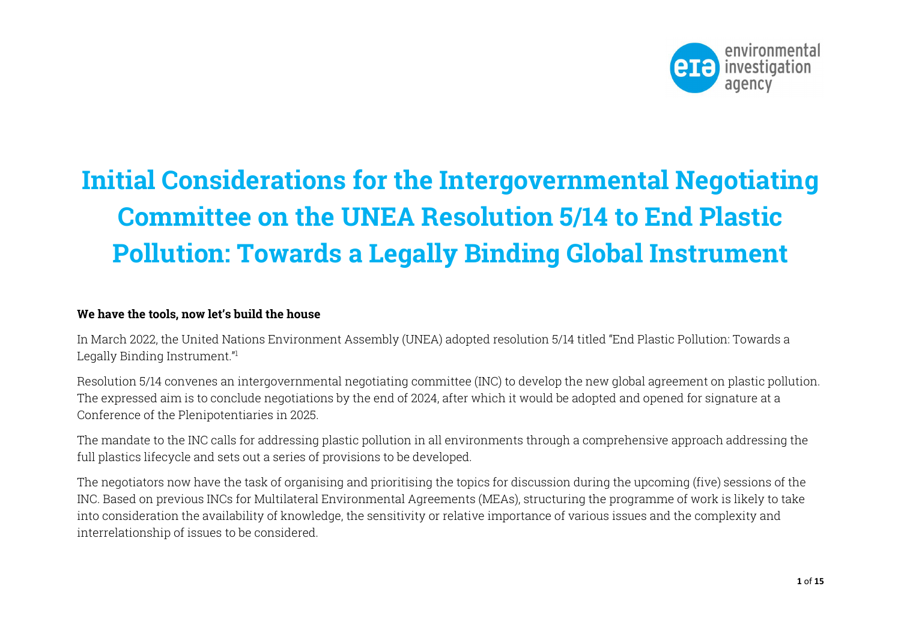# Initial Considerations for the Intergovernmental Negotiating Committee on the UNEA Resolution 5/14 to End Plastic Pollution: Towards a Legally Binding Global Instrument

**We have the tools, now let's build the house**

In March 2022, the United Nations Environment Assembly (UNEA) adopted resolution 5/14 titled "End Plastic Pollution: Towards a Legally Binding Instrument."[1]

Resolution 5/14 convenes an intergovernmental negotiating committee (INC) to develop the new global agreement on plastic pollution. The expressed aim is to conclude negotiations by the end of 2024, after which it would be adopted and opened for signature at a Conference of the Plenipotentiaries in 2025.

The mandate to the INC calls for addressing plastic pollution in all environments through a comprehensive approach addressing the full plastics lifecycle and sets out a series of provisions to be developed.

The negotiators now have the task of organising and prioritising the topics for discussion during the upcoming (five) sessions of the INC. Based on previous INCs for Multilateral Environmental Agreements (MEAs), structuring the programme of work is likely to take into consideration the availability of knowledge, the sensitivity or relative importance of various issues and the complexity and interrelationship of issues to be considered.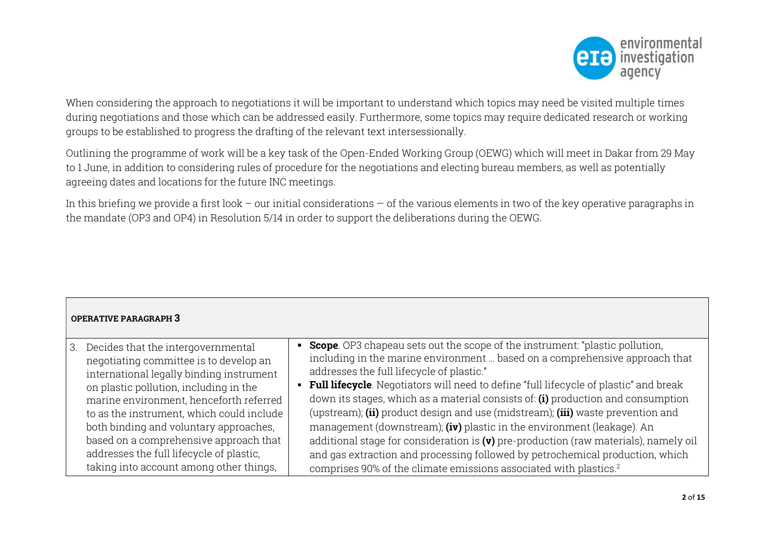When considering the approach to negotiations it will be important to understand which topics may need be visited multiple times during negotiations and those which can be addressed easily. Furthermore, some topics may require dedicated research or working groups to be established to progress the drafting of the relevant text intersessionally.

Outlining the programme of work will be a key task of the Open-Ended Working Group (OEWG) which will meet in Dakar from 29 May to 1 June, in addition to considering rules of procedure for the negotiations and electing bureau members, as well as potentially agreeing dates and locations for the future INC meetings.

In this briefing we provide a first look – our initial considerations — of the various elements in two of the key operative paragraphs in the mandate (OP3 and OP4) in Resolution 5/14 in order to support the deliberations during the OEWG.

| **OPERATIVE PARAGRAPH 3** | |
|---|---|
| 3. Decides that the intergovernmental negotiating committee is to develop an international legally binding instrument on plastic pollution, including in the marine environment, henceforth referred to as the instrument, which could include both binding and voluntary approaches, based on a comprehensive approach that addresses the full lifecycle of plastic, taking into account among other things, | ▪ **Scope**. OP3 chapeau sets out the scope of the instrument: "plastic pollution, including in the marine environment … based on a comprehensive approach that addresses the full lifecycle of plastic."<br>▪ **Full lifecycle**. Negotiators will need to define "full lifecycle of plastic" and break down its stages, which as a material consists of: **(i)** production and consumption (upstream); **(ii)** product design and use (midstream); **(iii)** waste prevention and management (downstream); **(iv)** plastic in the environment (leakage). An additional stage for consideration is **(v)** pre-production (raw materials), namely oil and gas extraction and processing followed by petrochemical production, which comprises 90% of the climate emissions associated with plastics.[2] |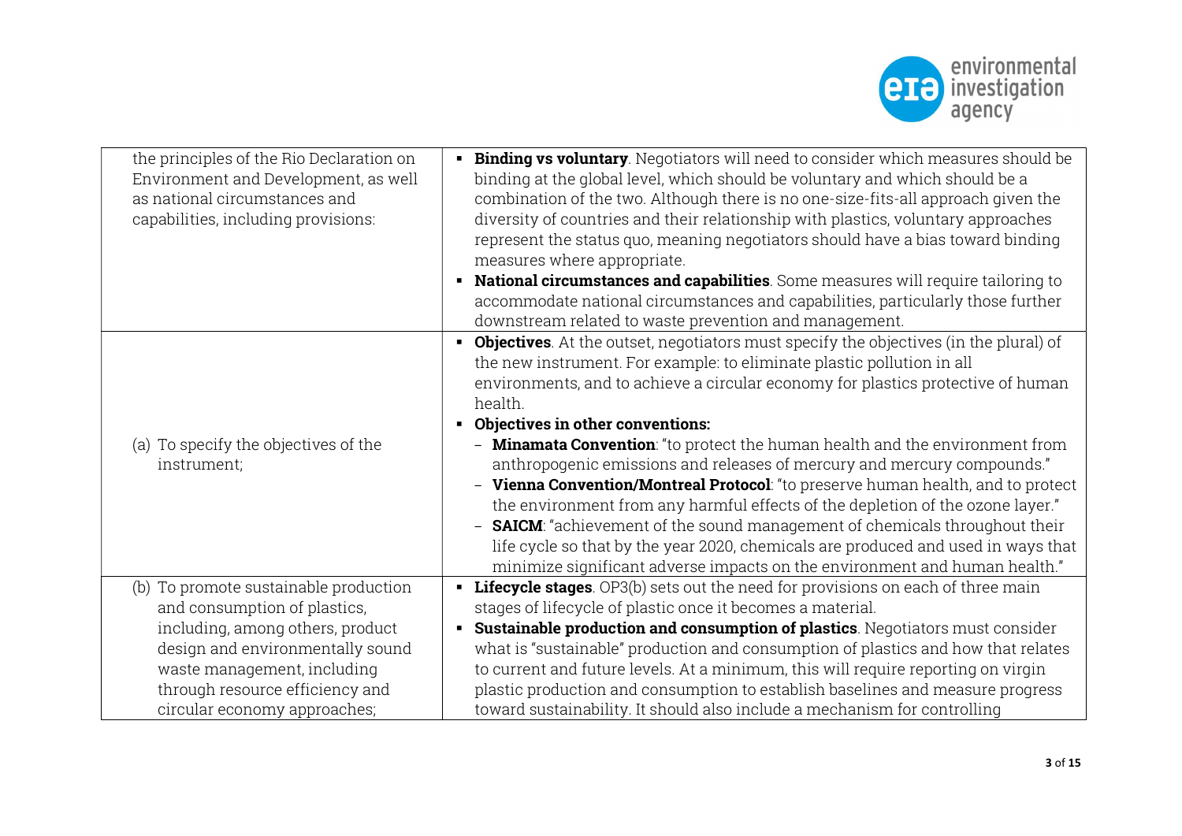| | |
|---|---|
| the principles of the Rio Declaration on Environment and Development, as well as national circumstances and capabilities, including provisions: | ▪ **Binding vs voluntary**. Negotiators will need to consider which measures should be binding at the global level, which should be voluntary and which should be a combination of the two. Although there is no one-size-fits-all approach given the diversity of countries and their relationship with plastics, voluntary approaches represent the status quo, meaning negotiators should have a bias toward binding measures where appropriate.<br>▪ **National circumstances and capabilities**. Some measures will require tailoring to accommodate national circumstances and capabilities, particularly those further downstream related to waste prevention and management. |
| (a) To specify the objectives of the instrument; | ▪ **Objectives**. At the outset, negotiators must specify the objectives (in the plural) of the new instrument. For example: to eliminate plastic pollution in all environments, and to achieve a circular economy for plastics protective of human health.<br>▪ **Objectives in other conventions:**<br>– **Minamata Convention**: "to protect the human health and the environment from anthropogenic emissions and releases of mercury and mercury compounds."<br>– **Vienna Convention/Montreal Protocol**: "to preserve human health, and to protect the environment from any harmful effects of the depletion of the ozone layer."<br>– **SAICM**: "achievement of the sound management of chemicals throughout their life cycle so that by the year 2020, chemicals are produced and used in ways that minimize significant adverse impacts on the environment and human health." |
| (b) To promote sustainable production and consumption of plastics, including, among others, product design and environmentally sound waste management, including through resource efficiency and circular economy approaches; | ▪ **Lifecycle stages**. OP3(b) sets out the need for provisions on each of three main stages of lifecycle of plastic once it becomes a material.<br>▪ **Sustainable production and consumption of plastics**. Negotiators must consider what is "sustainable" production and consumption of plastics and how that relates to current and future levels. At a minimum, this will require reporting on virgin plastic production and consumption to establish baselines and measure progress toward sustainability. It should also include a mechanism for controlling |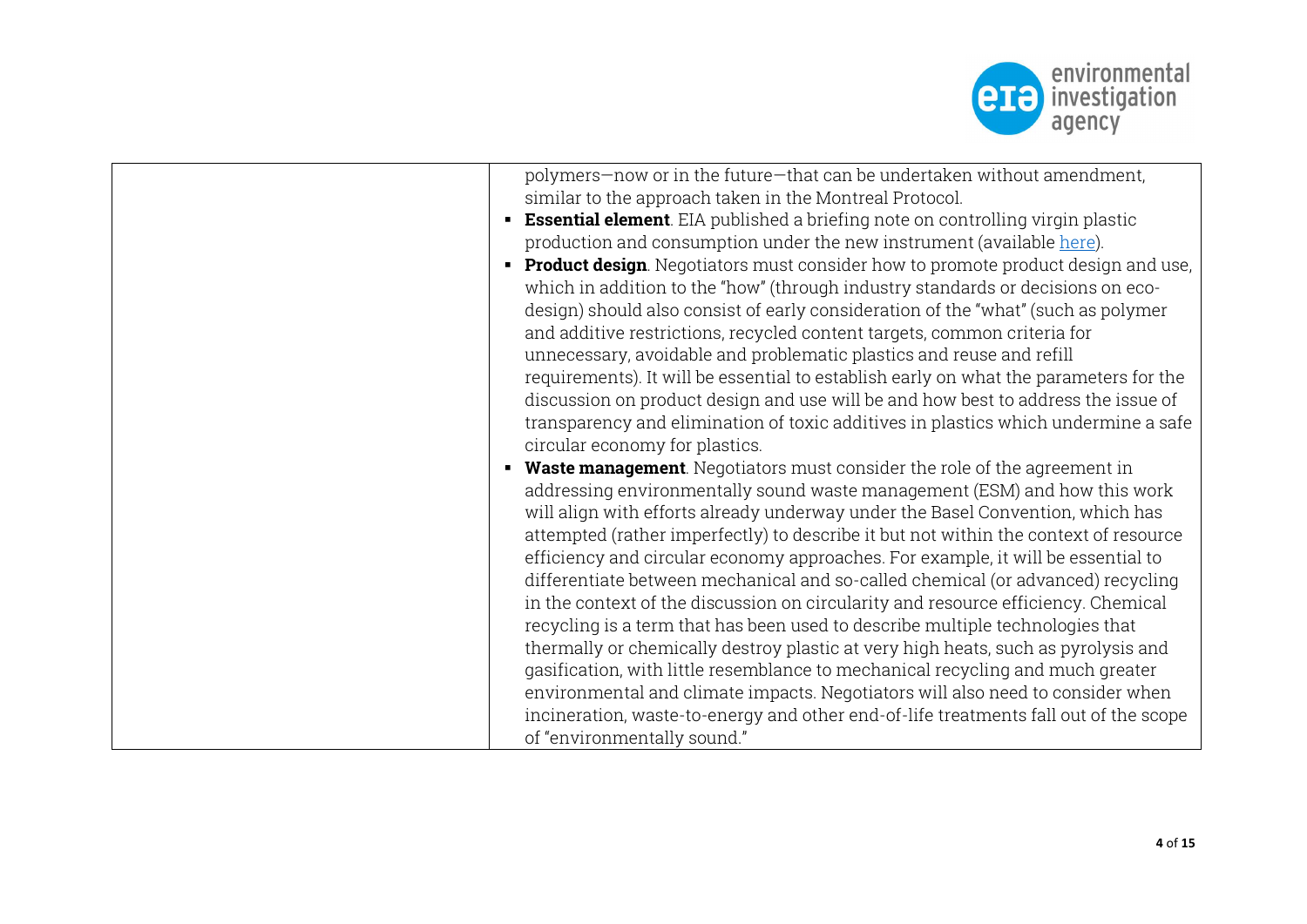| | polymers—now or in the future—that can be undertaken without amendment, similar to the approach taken in the Montreal Protocol.<br>- **Essential element**. EIA published a briefing note on controlling virgin plastic production and consumption under the new instrument (available [here](here)).<br>- **Product design**. Negotiators must consider how to promote product design and use, which in addition to the "how" (through industry standards or decisions on eco-design) should also consist of early consideration of the "what" (such as polymer and additive restrictions, recycled content targets, common criteria for unnecessary, avoidable and problematic plastics and reuse and refill requirements). It will be essential to establish early on what the parameters for the discussion on product design and use will be and how best to address the issue of transparency and elimination of toxic additives in plastics which undermine a safe circular economy for plastics.<br>- **Waste management**. Negotiators must consider the role of the agreement in addressing environmentally sound waste management (ESM) and how this work will align with efforts already underway under the Basel Convention, which has attempted (rather imperfectly) to describe it but not within the context of resource efficiency and circular economy approaches. For example, it will be essential to differentiate between mechanical and so-called chemical (or advanced) recycling in the context of the discussion on circularity and resource efficiency. Chemical recycling is a term that has been used to describe multiple technologies that thermally or chemically destroy plastic at very high heats, such as pyrolysis and gasification, with little resemblance to mechanical recycling and much greater environmental and climate impacts. Negotiators will also need to consider when incineration, waste-to-energy and other end-of-life treatments fall out of the scope of "environmentally sound." |
|---|---|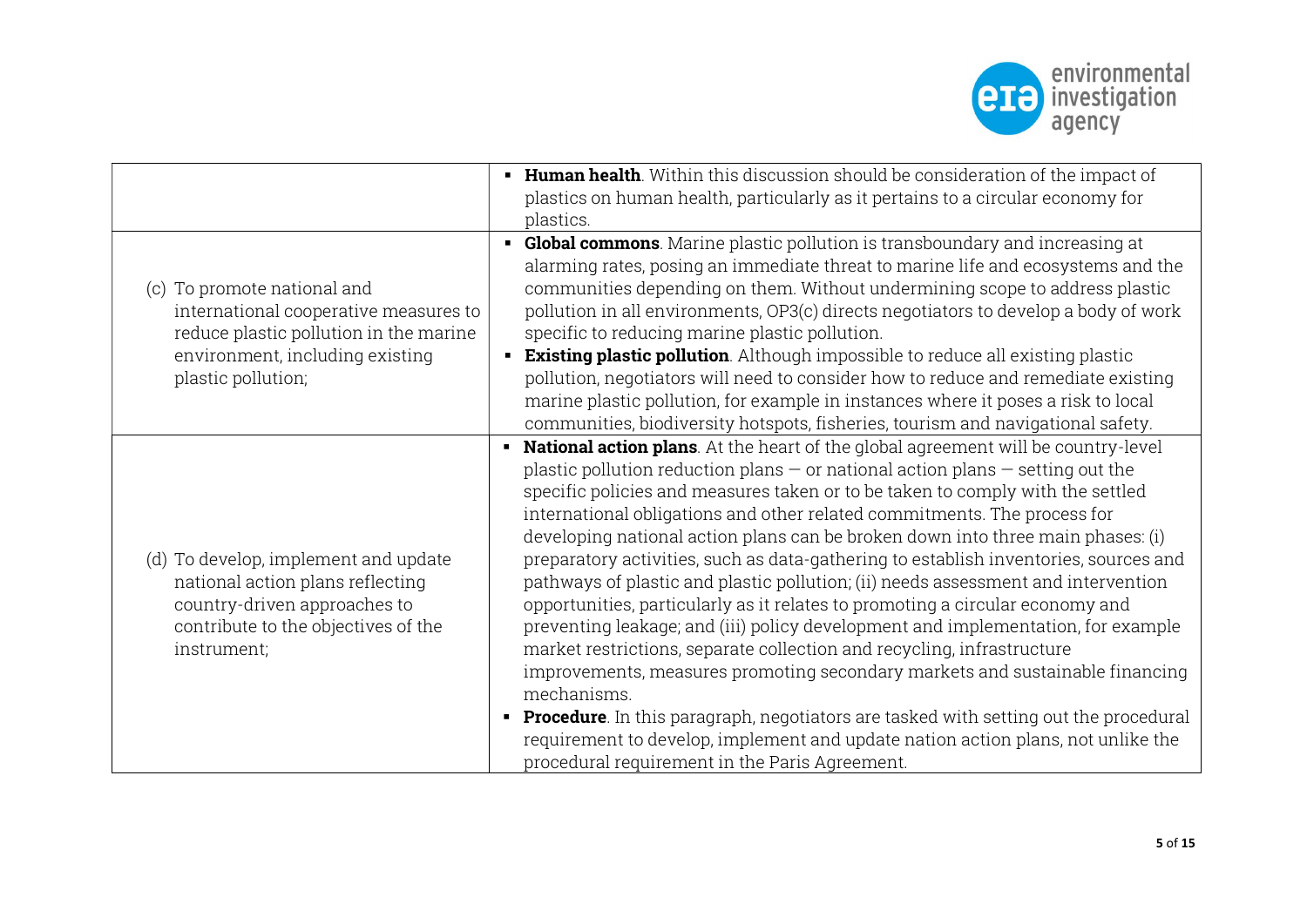| | |
|---|---|
| | ▪ **Human health**. Within this discussion should be consideration of the impact of plastics on human health, particularly as it pertains to a circular economy for plastics. |
| (c) To promote national and international cooperative measures to reduce plastic pollution in the marine environment, including existing plastic pollution; | ▪ **Global commons**. Marine plastic pollution is transboundary and increasing at alarming rates, posing an immediate threat to marine life and ecosystems and the communities depending on them. Without undermining scope to address plastic pollution in all environments, OP3(c) directs negotiators to develop a body of work specific to reducing marine plastic pollution.<br>▪ **Existing plastic pollution**. Although impossible to reduce all existing plastic pollution, negotiators will need to consider how to reduce and remediate existing marine plastic pollution, for example in instances where it poses a risk to local communities, biodiversity hotspots, fisheries, tourism and navigational safety. |
| (d) To develop, implement and update national action plans reflecting country-driven approaches to contribute to the objectives of the instrument; | ▪ **National action plans**. At the heart of the global agreement will be country-level plastic pollution reduction plans — or national action plans — setting out the specific policies and measures taken or to be taken to comply with the settled international obligations and other related commitments. The process for developing national action plans can be broken down into three main phases: (i) preparatory activities, such as data-gathering to establish inventories, sources and pathways of plastic and plastic pollution; (ii) needs assessment and intervention opportunities, particularly as it relates to promoting a circular economy and preventing leakage; and (iii) policy development and implementation, for example market restrictions, separate collection and recycling, infrastructure improvements, measures promoting secondary markets and sustainable financing mechanisms.<br>▪ **Procedure**. In this paragraph, negotiators are tasked with setting out the procedural requirement to develop, implement and update nation action plans, not unlike the procedural requirement in the Paris Agreement. |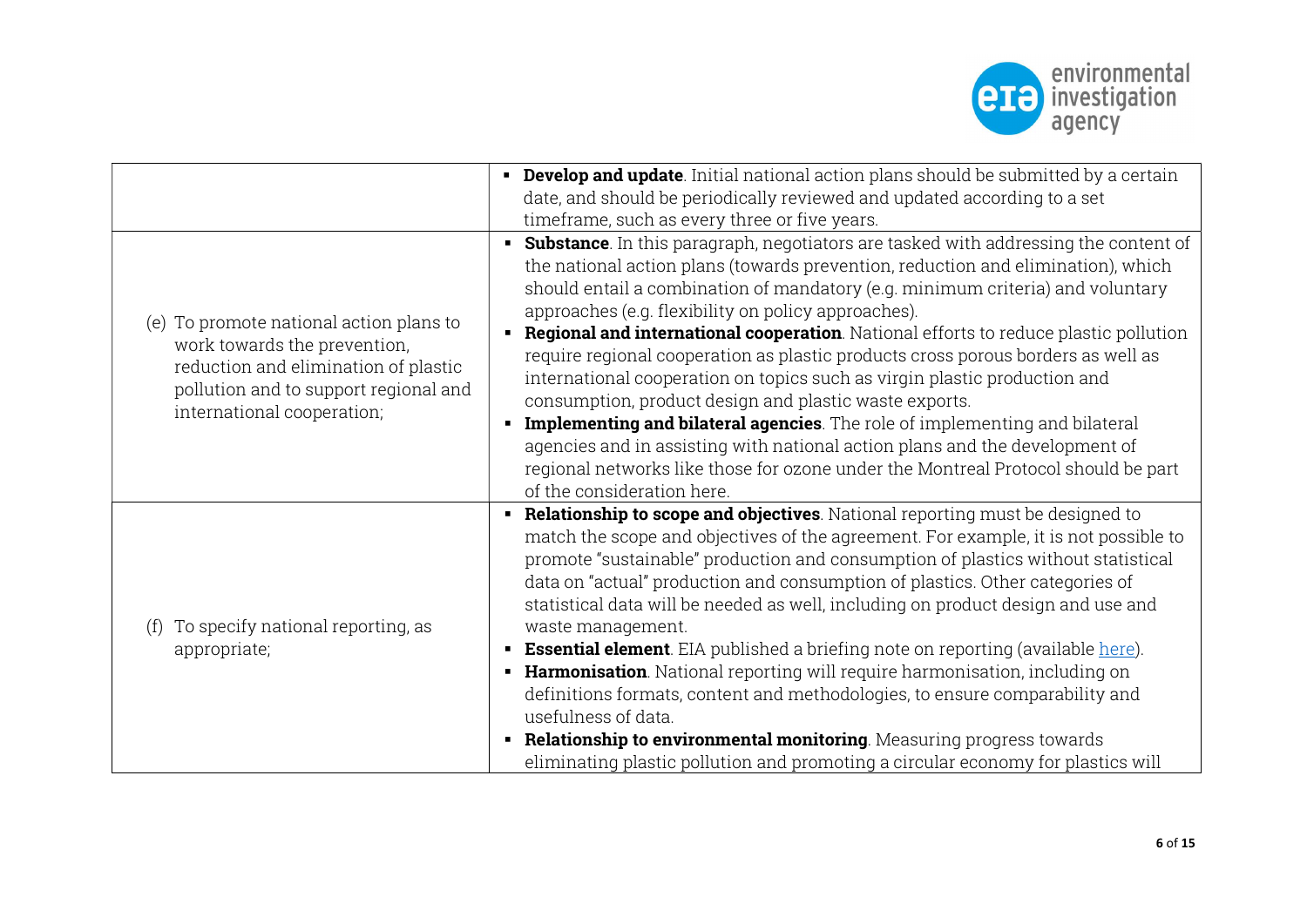| | |
|---|---|
| | ▪ **Develop and update**. Initial national action plans should be submitted by a certain date, and should be periodically reviewed and updated according to a set timeframe, such as every three or five years. |
| (e) To promote national action plans to work towards the prevention, reduction and elimination of plastic pollution and to support regional and international cooperation; | ▪ **Substance**. In this paragraph, negotiators are tasked with addressing the content of the national action plans (towards prevention, reduction and elimination), which should entail a combination of mandatory (e.g. minimum criteria) and voluntary approaches (e.g. flexibility on policy approaches).<br>▪ **Regional and international cooperation**. National efforts to reduce plastic pollution require regional cooperation as plastic products cross porous borders as well as international cooperation on topics such as virgin plastic production and consumption, product design and plastic waste exports.<br>▪ **Implementing and bilateral agencies**. The role of implementing and bilateral agencies and in assisting with national action plans and the development of regional networks like those for ozone under the Montreal Protocol should be part of the consideration here. |
| (f) To specify national reporting, as appropriate; | ▪ **Relationship to scope and objectives**. National reporting must be designed to match the scope and objectives of the agreement. For example, it is not possible to promote "sustainable" production and consumption of plastics without statistical data on "actual" production and consumption of plastics. Other categories of statistical data will be needed as well, including on product design and use and waste management.<br>▪ **Essential element**. EIA published a briefing note on reporting (available here).<br>▪ **Harmonisation**. National reporting will require harmonisation, including on definitions formats, content and methodologies, to ensure comparability and usefulness of data.<br>▪ **Relationship to environmental monitoring**. Measuring progress towards eliminating plastic pollution and promoting a circular economy for plastics will |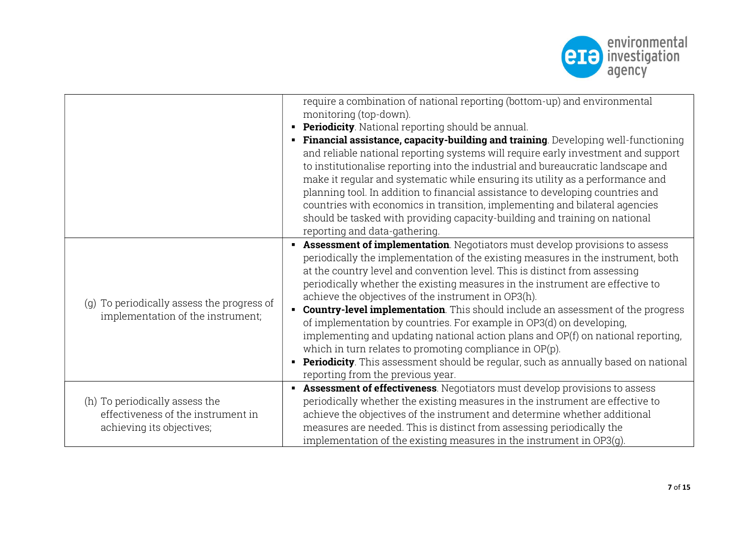| | |
|---|---|
| | require a combination of national reporting (bottom-up) and environmental monitoring (top-down).<br>▪ **Periodicity**. National reporting should be annual.<br>▪ **Financial assistance, capacity-building and training**. Developing well-functioning and reliable national reporting systems will require early investment and support to institutionalise reporting into the industrial and bureaucratic landscape and make it regular and systematic while ensuring its utility as a performance and planning tool. In addition to financial assistance to developing countries and countries with economics in transition, implementing and bilateral agencies should be tasked with providing capacity-building and training on national reporting and data-gathering. |
| (g) To periodically assess the progress of implementation of the instrument; | ▪ **Assessment of implementation**. Negotiators must develop provisions to assess periodically the implementation of the existing measures in the instrument, both at the country level and convention level. This is distinct from assessing periodically whether the existing measures in the instrument are effective to achieve the objectives of the instrument in OP3(h).<br>▪ **Country-level implementation**. This should include an assessment of the progress of implementation by countries. For example in OP3(d) on developing, implementing and updating national action plans and OP(f) on national reporting, which in turn relates to promoting compliance in OP(p).<br>▪ **Periodicity**. This assessment should be regular, such as annually based on national reporting from the previous year. |
| (h) To periodically assess the effectiveness of the instrument in achieving its objectives; | ▪ **Assessment of effectiveness**. Negotiators must develop provisions to assess periodically whether the existing measures in the instrument are effective to achieve the objectives of the instrument and determine whether additional measures are needed. This is distinct from assessing periodically the implementation of the existing measures in the instrument in OP3(g). |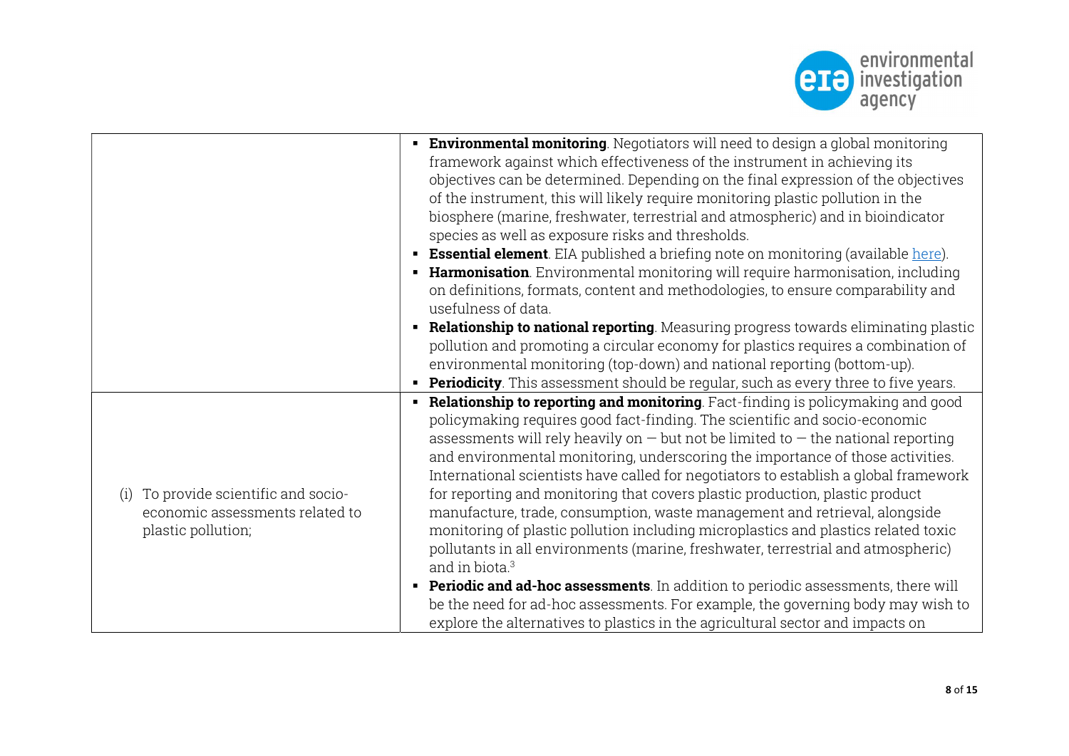| | |
|---|---|
| | ▪ **Environmental monitoring**. Negotiators will need to design a global monitoring framework against which effectiveness of the instrument in achieving its objectives can be determined. Depending on the final expression of the objectives of the instrument, this will likely require monitoring plastic pollution in the biosphere (marine, freshwater, terrestrial and atmospheric) and in bioindicator species as well as exposure risks and thresholds.<br>▪ **Essential element**. EIA published a briefing note on monitoring (available here).<br>▪ **Harmonisation**. Environmental monitoring will require harmonisation, including on definitions, formats, content and methodologies, to ensure comparability and usefulness of data.<br>▪ **Relationship to national reporting**. Measuring progress towards eliminating plastic pollution and promoting a circular economy for plastics requires a combination of environmental monitoring (top-down) and national reporting (bottom-up).<br>▪ **Periodicity**. This assessment should be regular, such as every three to five years. |
| (i) To provide scientific and socio-economic assessments related to plastic pollution; | ▪ **Relationship to reporting and monitoring**. Fact-finding is policymaking and good policymaking requires good fact-finding. The scientific and socio-economic assessments will rely heavily on — but not be limited to — the national reporting and environmental monitoring, underscoring the importance of those activities. International scientists have called for negotiators to establish a global framework for reporting and monitoring that covers plastic production, plastic product manufacture, trade, consumption, waste management and retrieval, alongside monitoring of plastic pollution including microplastics and plastics related toxic pollutants in all environments (marine, freshwater, terrestrial and atmospheric) and in biota.[3]<br>▪ **Periodic and ad-hoc assessments**. In addition to periodic assessments, there will be the need for ad-hoc assessments. For example, the governing body may wish to explore the alternatives to plastics in the agricultural sector and impacts on |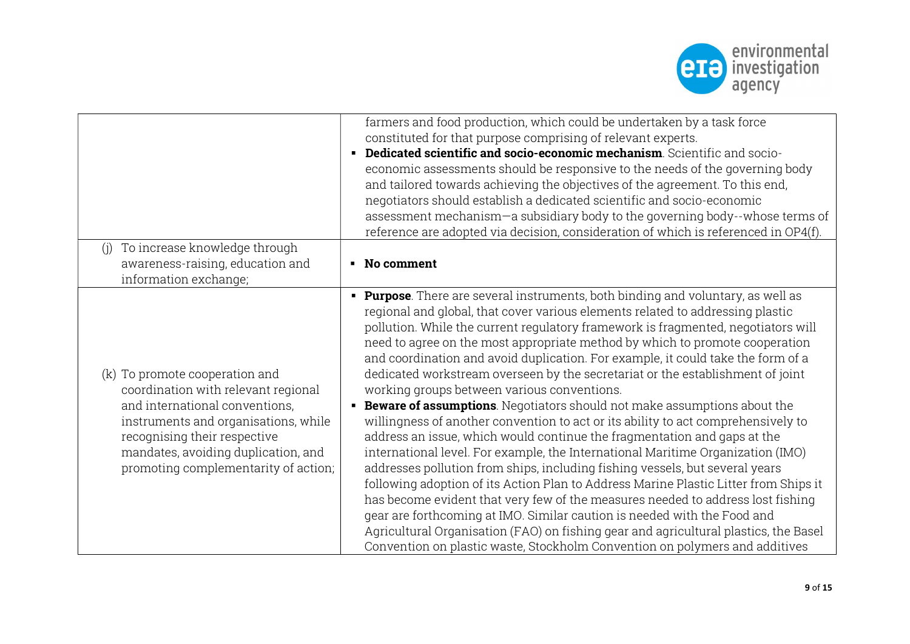| | |
|---|---|
| | farmers and food production, which could be undertaken by a task force constituted for that purpose comprising of relevant experts.<br>▪ **Dedicated scientific and socio-economic mechanism**. Scientific and socio-economic assessments should be responsive to the needs of the governing body and tailored towards achieving the objectives of the agreement. To this end, negotiators should establish a dedicated scientific and socio-economic assessment mechanism—a subsidiary body to the governing body--whose terms of reference are adopted via decision, consideration of which is referenced in OP4(f). |
| (j) To increase knowledge through awareness-raising, education and information exchange; | ▪ **No comment** |
| (k) To promote cooperation and coordination with relevant regional and international conventions, instruments and organisations, while recognising their respective mandates, avoiding duplication, and promoting complementarity of action; | ▪ **Purpose**. There are several instruments, both binding and voluntary, as well as regional and global, that cover various elements related to addressing plastic pollution. While the current regulatory framework is fragmented, negotiators will need to agree on the most appropriate method by which to promote cooperation and coordination and avoid duplication. For example, it could take the form of a dedicated workstream overseen by the secretariat or the establishment of joint working groups between various conventions.<br>▪ **Beware of assumptions**. Negotiators should not make assumptions about the willingness of another convention to act or its ability to act comprehensively to address an issue, which would continue the fragmentation and gaps at the international level. For example, the International Maritime Organization (IMO) addresses pollution from ships, including fishing vessels, but several years following adoption of its Action Plan to Address Marine Plastic Litter from Ships it has become evident that very few of the measures needed to address lost fishing gear are forthcoming at IMO. Similar caution is needed with the Food and Agricultural Organisation (FAO) on fishing gear and agricultural plastics, the Basel Convention on plastic waste, Stockholm Convention on polymers and additives |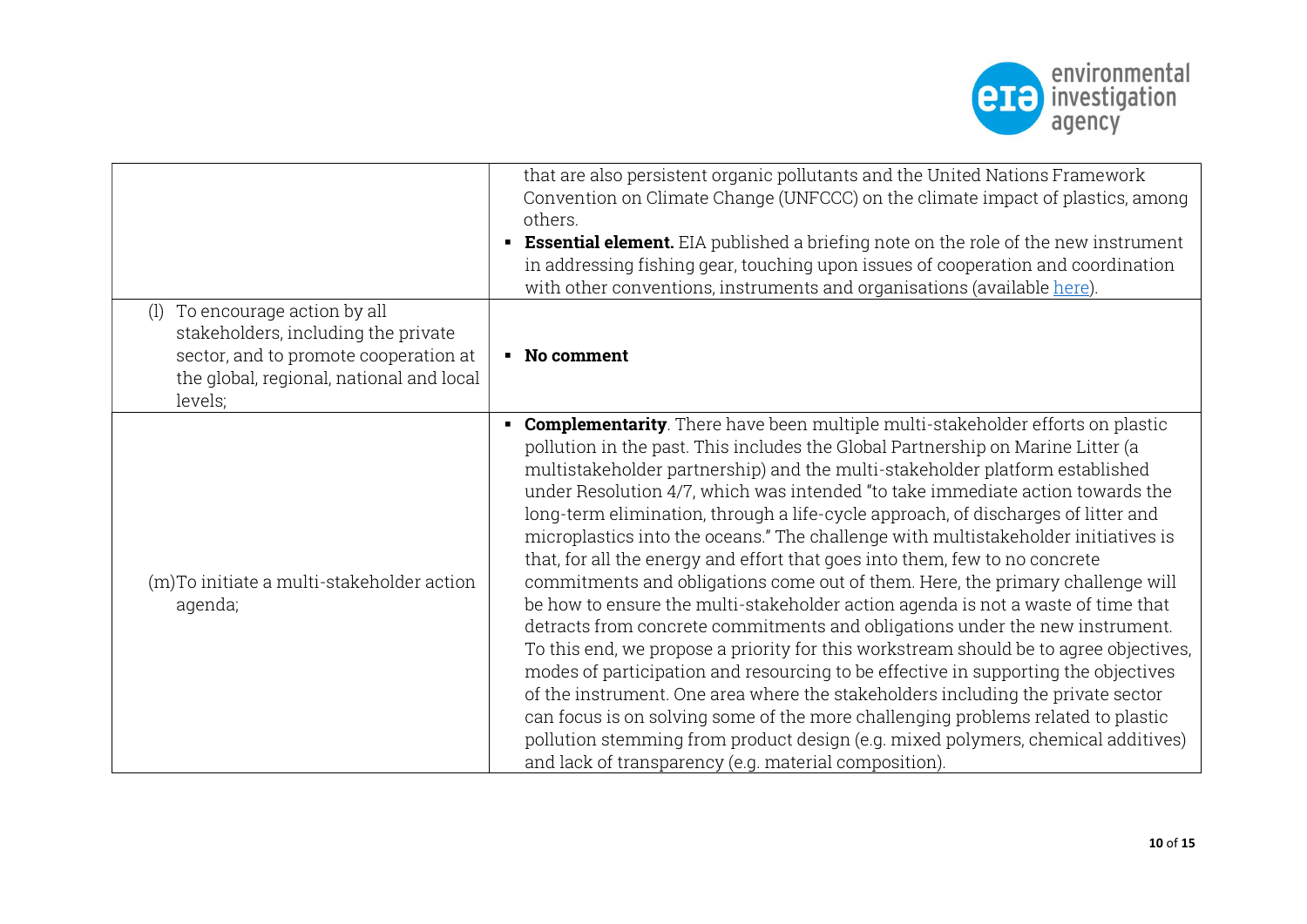| | |
|---|---|
| | that are also persistent organic pollutants and the United Nations Framework Convention on Climate Change (UNFCCC) on the climate impact of plastics, among others.<br>▪ **Essential element.** EIA published a briefing note on the role of the new instrument in addressing fishing gear, touching upon issues of cooperation and coordination with other conventions, instruments and organisations (available here). |
| (l) To encourage action by all stakeholders, including the private sector, and to promote cooperation at the global, regional, national and local levels; | ▪ **No comment** |
| (m) To initiate a multi-stakeholder action agenda; | ▪ **Complementarity**. There have been multiple multi-stakeholder efforts on plastic pollution in the past. This includes the Global Partnership on Marine Litter (a multistakeholder partnership) and the multi-stakeholder platform established under Resolution 4/7, which was intended "to take immediate action towards the long-term elimination, through a life-cycle approach, of discharges of litter and microplastics into the oceans." The challenge with multistakeholder initiatives is that, for all the energy and effort that goes into them, few to no concrete commitments and obligations come out of them. Here, the primary challenge will be how to ensure the multi-stakeholder action agenda is not a waste of time that detracts from concrete commitments and obligations under the new instrument. To this end, we propose a priority for this workstream should be to agree objectives, modes of participation and resourcing to be effective in supporting the objectives of the instrument. One area where the stakeholders including the private sector can focus is on solving some of the more challenging problems related to plastic pollution stemming from product design (e.g. mixed polymers, chemical additives) and lack of transparency (e.g. material composition). |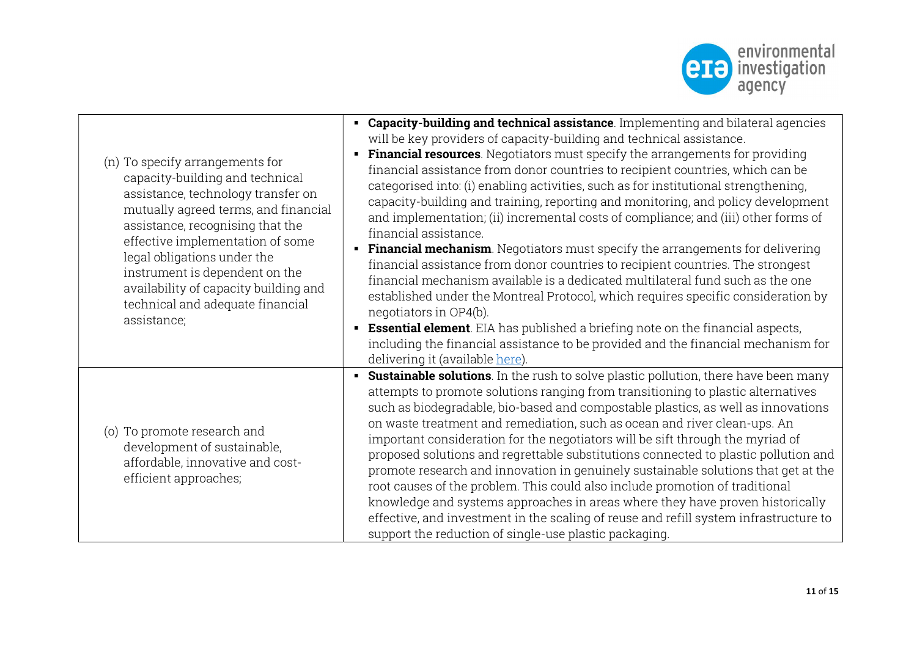| | |
|---|---|
| (n) To specify arrangements for capacity-building and technical assistance, technology transfer on mutually agreed terms, and financial assistance, recognising that the effective implementation of some legal obligations under the instrument is dependent on the availability of capacity building and technical and adequate financial assistance; | ▪ **Capacity-building and technical assistance**. Implementing and bilateral agencies will be key providers of capacity-building and technical assistance. <br> ▪ **Financial resources**. Negotiators must specify the arrangements for providing financial assistance from donor countries to recipient countries, which can be categorised into: (i) enabling activities, such as for institutional strengthening, capacity-building and training, reporting and monitoring, and policy development and implementation; (ii) incremental costs of compliance; and (iii) other forms of financial assistance. <br> ▪ **Financial mechanism**. Negotiators must specify the arrangements for delivering financial assistance from donor countries to recipient countries. The strongest financial mechanism available is a dedicated multilateral fund such as the one established under the Montreal Protocol, which requires specific consideration by negotiators in OP4(b). <br> ▪ **Essential element**. EIA has published a briefing note on the financial aspects, including the financial assistance to be provided and the financial mechanism for delivering it (available here). |
| (o) To promote research and development of sustainable, affordable, innovative and cost-efficient approaches; | ▪ **Sustainable solutions**. In the rush to solve plastic pollution, there have been many attempts to promote solutions ranging from transitioning to plastic alternatives such as biodegradable, bio-based and compostable plastics, as well as innovations on waste treatment and remediation, such as ocean and river clean-ups. An important consideration for the negotiators will be sift through the myriad of proposed solutions and regrettable substitutions connected to plastic pollution and promote research and innovation in genuinely sustainable solutions that get at the root causes of the problem. This could also include promotion of traditional knowledge and systems approaches in areas where they have proven historically effective, and investment in the scaling of reuse and refill system infrastructure to support the reduction of single-use plastic packaging. |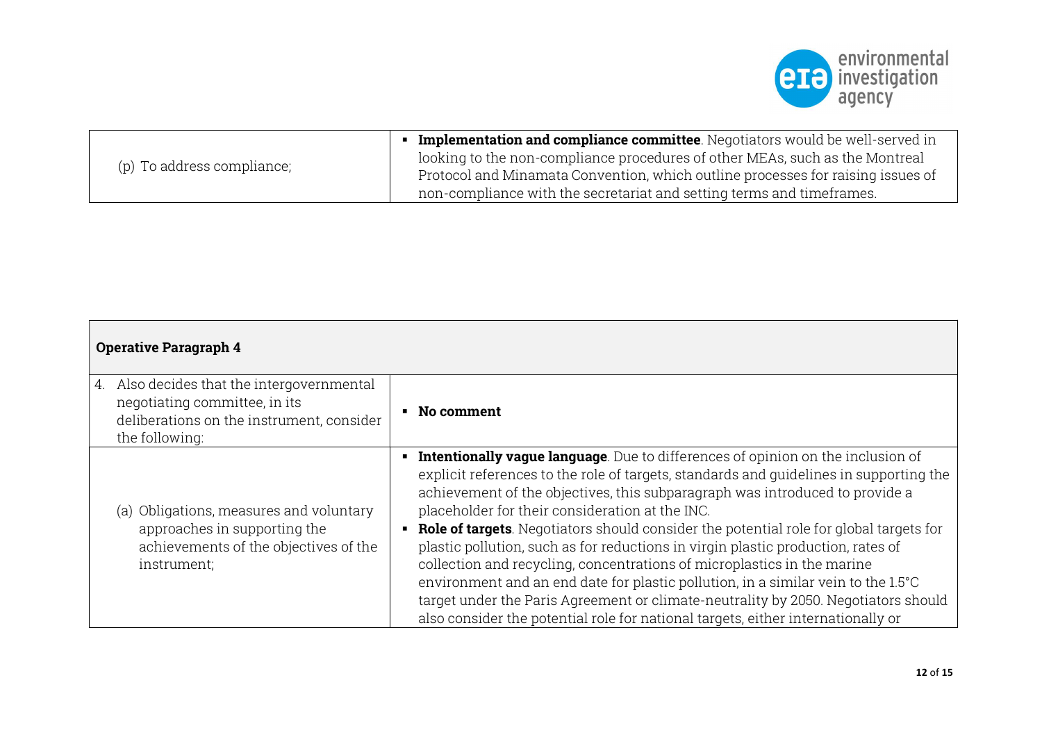| | |
|---|---|
| (p) To address compliance; | ▪ **Implementation and compliance committee**. Negotiators would be well-served in looking to the non-compliance procedures of other MEAs, such as the Montreal Protocol and Minamata Convention, which outline processes for raising issues of non-compliance with the secretariat and setting terms and timeframes. |

| **Operative Paragraph 4** | |
|---|---|
| 4. Also decides that the intergovernmental negotiating committee, in its deliberations on the instrument, consider the following: | ▪ **No comment** |
| (a) Obligations, measures and voluntary approaches in supporting the achievements of the objectives of the instrument; | ▪ **Intentionally vague language**. Due to differences of opinion on the inclusion of explicit references to the role of targets, standards and guidelines in supporting the achievement of the objectives, this subparagraph was introduced to provide a placeholder for their consideration at the INC. <br> ▪ **Role of targets**. Negotiators should consider the potential role for global targets for plastic pollution, such as for reductions in virgin plastic production, rates of collection and recycling, concentrations of microplastics in the marine environment and an end date for plastic pollution, in a similar vein to the 1.5°C target under the Paris Agreement or climate-neutrality by 2050. Negotiators should also consider the potential role for national targets, either internationally or |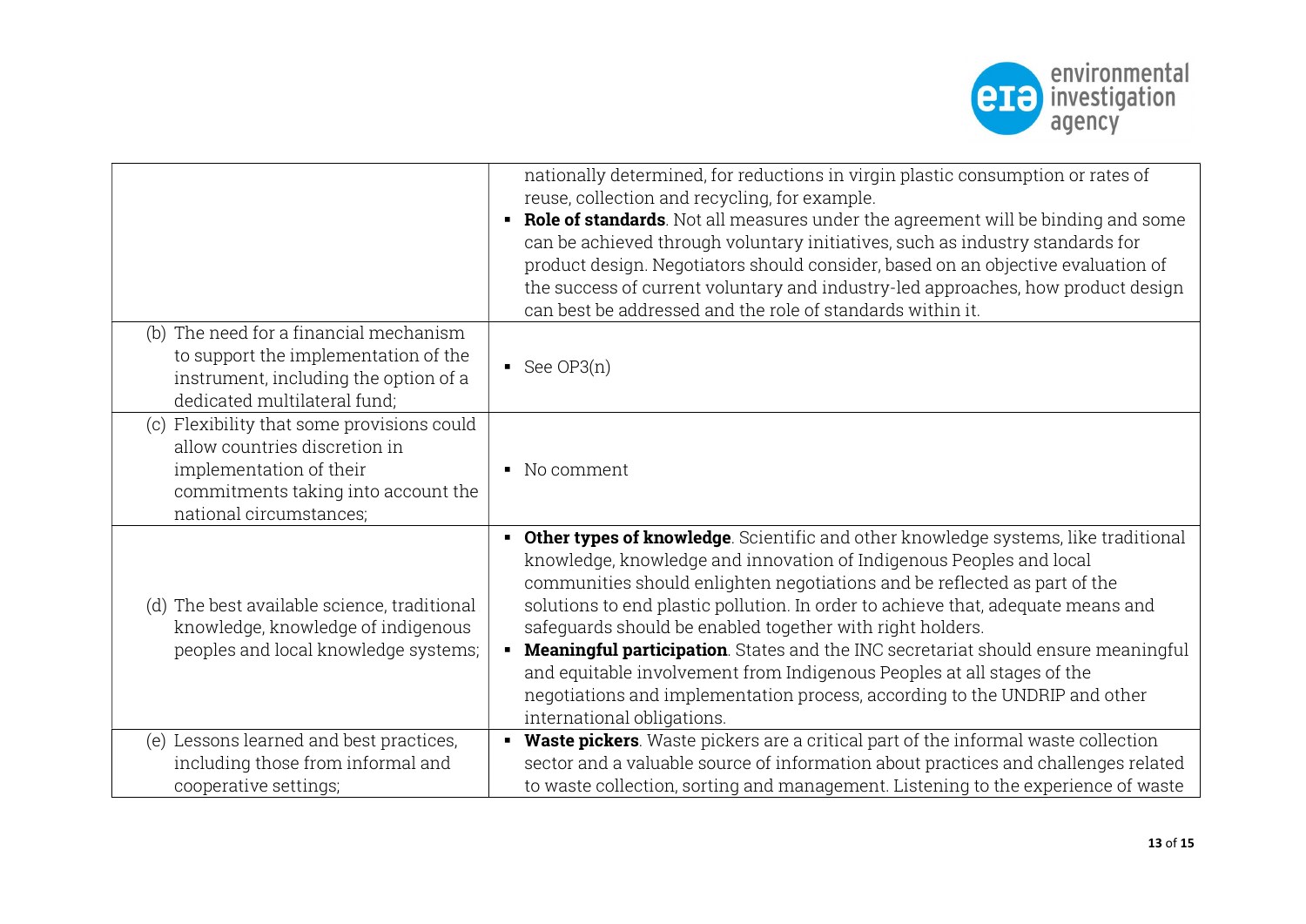| | |
|---|---|
| | nationally determined, for reductions in virgin plastic consumption or rates of reuse, collection and recycling, for example.<br>▪ **Role of standards**. Not all measures under the agreement will be binding and some can be achieved through voluntary initiatives, such as industry standards for product design. Negotiators should consider, based on an objective evaluation of the success of current voluntary and industry-led approaches, how product design can best be addressed and the role of standards within it. |
| (b) The need for a financial mechanism to support the implementation of the instrument, including the option of a dedicated multilateral fund; | ▪ See OP3(n) |
| (c) Flexibility that some provisions could allow countries discretion in implementation of their commitments taking into account the national circumstances; | ▪ No comment |
| (d) The best available science, traditional knowledge, knowledge of indigenous peoples and local knowledge systems; | ▪ **Other types of knowledge**. Scientific and other knowledge systems, like traditional knowledge, knowledge and innovation of Indigenous Peoples and local communities should enlighten negotiations and be reflected as part of the solutions to end plastic pollution. In order to achieve that, adequate means and safeguards should be enabled together with right holders.<br>▪ **Meaningful participation**. States and the INC secretariat should ensure meaningful and equitable involvement from Indigenous Peoples at all stages of the negotiations and implementation process, according to the UNDRIP and other international obligations. |
| (e) Lessons learned and best practices, including those from informal and cooperative settings; | ▪ **Waste pickers**. Waste pickers are a critical part of the informal waste collection sector and a valuable source of information about practices and challenges related to waste collection, sorting and management. Listening to the experience of waste |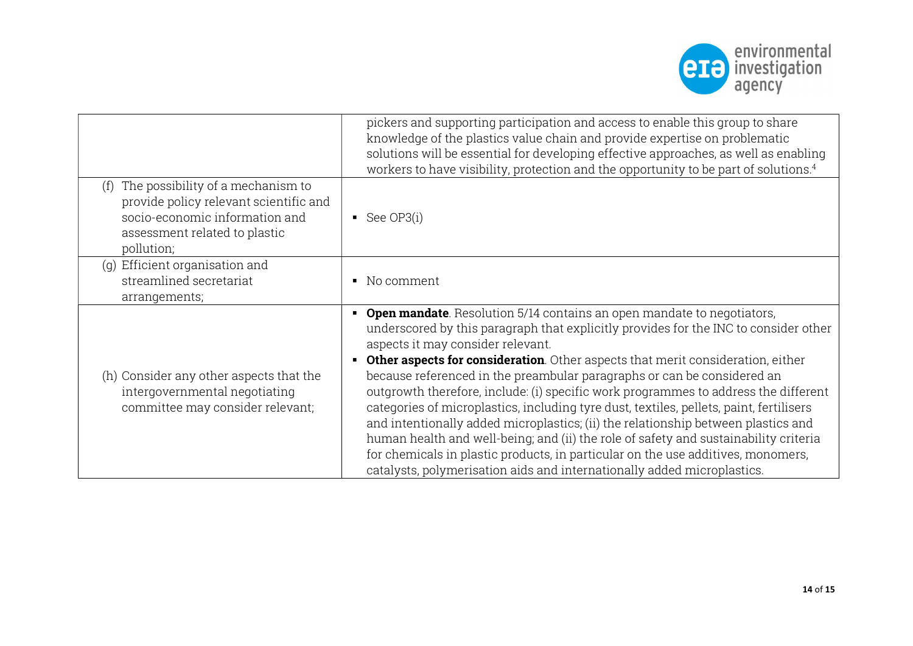| | |
|---|---|
| | pickers and supporting participation and access to enable this group to share knowledge of the plastics value chain and provide expertise on problematic solutions will be essential for developing effective approaches, as well as enabling workers to have visibility, protection and the opportunity to be part of solutions.[4] |
| (f) The possibility of a mechanism to provide policy relevant scientific and socio-economic information and assessment related to plastic pollution; | ▪ See OP3(i) |
| (g) Efficient organisation and streamlined secretariat arrangements; | ▪ No comment |
| (h) Consider any other aspects that the intergovernmental negotiating committee may consider relevant; | ▪ **Open mandate**. Resolution 5/14 contains an open mandate to negotiators, underscored by this paragraph that explicitly provides for the INC to consider other aspects it may consider relevant.<br>▪ **Other aspects for consideration**. Other aspects that merit consideration, either because referenced in the preambular paragraphs or can be considered an outgrowth therefore, include: (i) specific work programmes to address the different categories of microplastics, including tyre dust, textiles, pellets, paint, fertilisers and intentionally added microplastics; (ii) the relationship between plastics and human health and well-being; and (ii) the role of safety and sustainability criteria for chemicals in plastic products, in particular on the use additives, monomers, catalysts, polymerisation aids and internationally added microplastics. |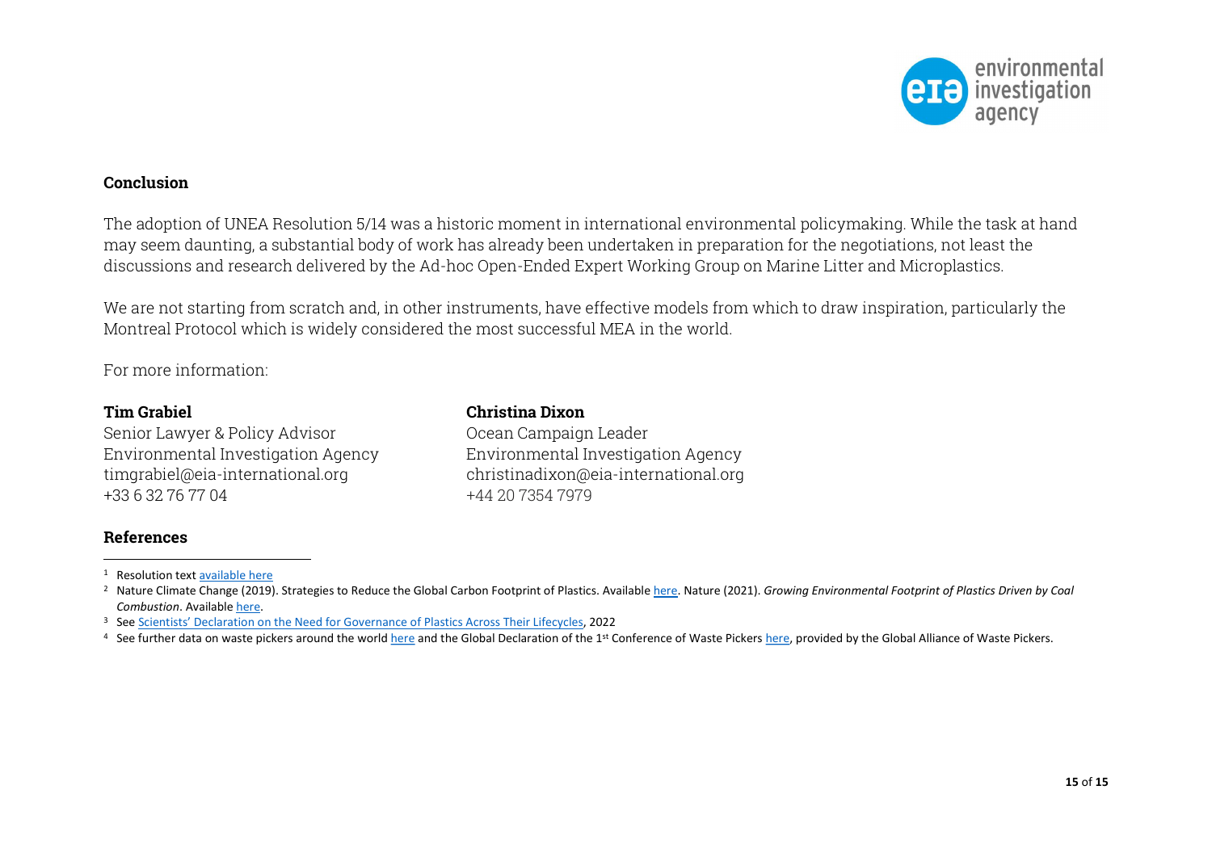## Conclusion

The adoption of UNEA Resolution 5/14 was a historic moment in international environmental policymaking. While the task at hand may seem daunting, a substantial body of work has already been undertaken in preparation for the negotiations, not least the discussions and research delivered by the Ad-hoc Open-Ended Expert Working Group on Marine Litter and Microplastics.

We are not starting from scratch and, in other instruments, have effective models from which to draw inspiration, particularly the Montreal Protocol which is widely considered the most successful MEA in the world.

For more information:

**Tim Grabiel**
Senior Lawyer & Policy Advisor
Environmental Investigation Agency
timgrabiel@eia-international.org
+33 6 32 76 77 04

**Christina Dixon**
Ocean Campaign Leader
Environmental Investigation Agency
christinadixon@eia-international.org
+44 20 7354 7979

## References

[1] Resolution text available here

[2] Nature Climate Change (2019). Strategies to Reduce the Global Carbon Footprint of Plastics. Available here. Nature (2021). *Growing Environmental Footprint of Plastics Driven by Coal Combustion*. Available here.

[3] See Scientists' Declaration on the Need for Governance of Plastics Across Their Lifecycles, 2022

[4] See further data on waste pickers around the world here and the Global Declaration of the 1st Conference of Waste Pickers here, provided by the Global Alliance of Waste Pickers.